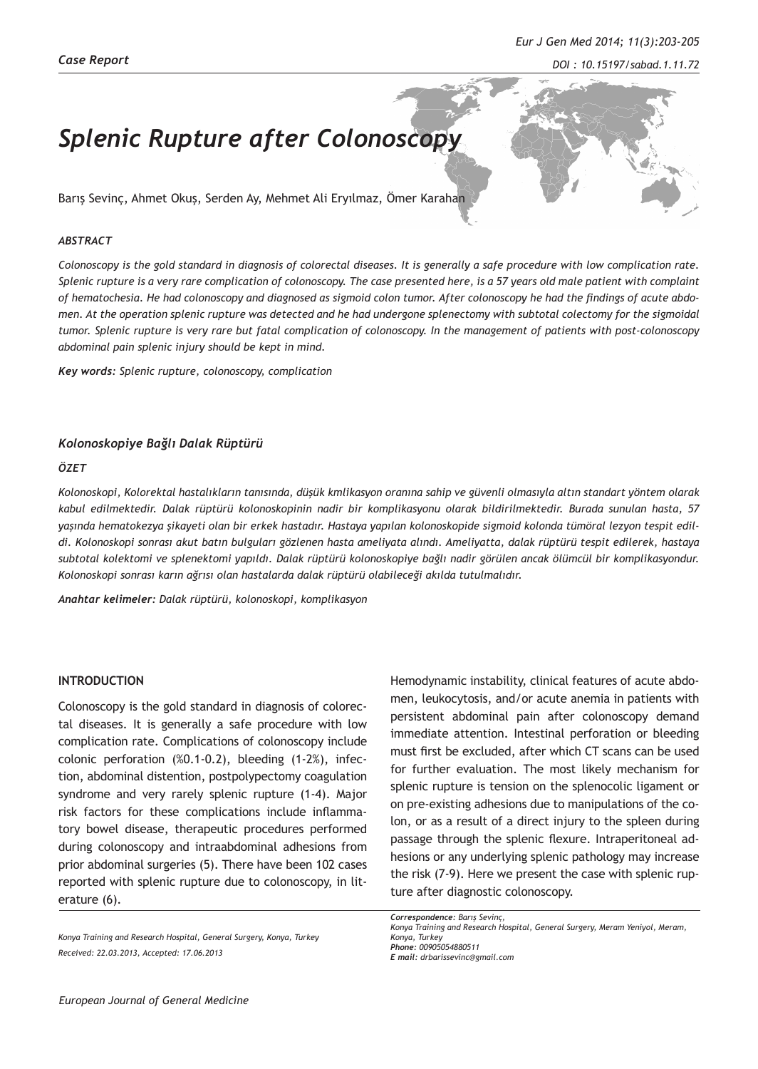*Case Report*

# Splenic Rupture after Colonoscopy

Barış Sevinç, Ahmet Okuş, Serden Ay, Mehmet Ali Eryılmaz, Ömer Karahan

### *ABSTRACT*

*Colonoscopy is the gold standard in diagnosis of colorectal diseases. It is generally a safe procedure with low complication rate. Splenic rupture is a very rare complication of colonoscopy. The case presented here, is a 57 years old male patient with complaint of hematochesia. He had colonoscopy and diagnosed as sigmoid colon tumor. After colonoscopy he had the findings of acute abdomen. At the operation splenic rupture was detected and he had undergone splenectomy with subtotal colectomy for the sigmoidal tumor. Splenic rupture is very rare but fatal complication of colonoscopy. In the management of patients with post-colonoscopy abdominal pain splenic injury should be kept in mind.*

***Key words:*** *Splenic rupture, colonoscopy, complication*

## *Kolonoskopiye Bağlı Dalak Rüptürü*

### *ÖZET*

*Kolonoskopi, Kolorektal hastalıkların tanısında, düşük kmlikasyon oranına sahip ve güvenli olmasıyla altın standart yöntem olarak kabul edilmektedir. Dalak rüptürü kolonoskopinin nadir bir komplikasyonu olarak bildirilmektedir. Burada sunulan hasta, 57 yaşında hematokezya şikayeti olan bir erkek hastadır. Hastaya yapılan kolonoskopide sigmoid kolonda tümöral lezyon tespit edildi. Kolonoskopi sonrası akut batın bulguları gözlenen hasta ameliyata alındı. Ameliyatta, dalak rüptürü tespit edilerek, hastaya subtotal kolektomi ve splenektomi yapıldı. Dalak rüptürü kolonoskopiye bağlı nadir görülen ancak ölümcül bir komplikasyondur. Kolonoskopi sonrası karın ağrısı olan hastalarda dalak rüptürü olabileceği akılda tutulmalıdır.*

***Anahtar kelimeler:*** *Dalak rüptürü, kolonoskopi, komplikasyon*

## INTRODUCTION

Colonoscopy is the gold standard in diagnosis of colorectal diseases. It is generally a safe procedure with low complication rate. Complications of colonoscopy include colonic perforation (%0.1-0.2), bleeding (1-2%), infection, abdominal distention, postpolypectomy coagulation syndrome and very rarely splenic rupture (1-4). Major risk factors for these complications include inflammatory bowel disease, therapeutic procedures performed during colonoscopy and intraabdominal adhesions from prior abdominal surgeries (5). There have been 102 cases reported with splenic rupture due to colonoscopy, in literature (6).

Hemodynamic instability, clinical features of acute abdomen, leukocytosis, and/or acute anemia in patients with persistent abdominal pain after colonoscopy demand immediate attention. Intestinal perforation or bleeding must first be excluded, after which CT scans can be used for further evaluation. The most likely mechanism for splenic rupture is tension on the splenocolic ligament or on pre-existing adhesions due to manipulations of the colon, or as a result of a direct injury to the spleen during passage through the splenic flexure. Intraperitoneal adhesions or any underlying splenic pathology may increase the risk (7-9). Here we present the case with splenic rupture after diagnostic colonoscopy.

*Konya Training and Research Hospital, General Surgery, Konya, Turkey*
*Received: 22.03.2013, Accepted: 17.06.2013*

***Correspondence:*** *Barış Sevinç,*
*Konya Training and Research Hospital, General Surgery, Meram Yeniyol, Meram, Konya, Turkey*
***Phone:*** *00905054880511*
***E mail:*** *drbarissevinc@gmail.com*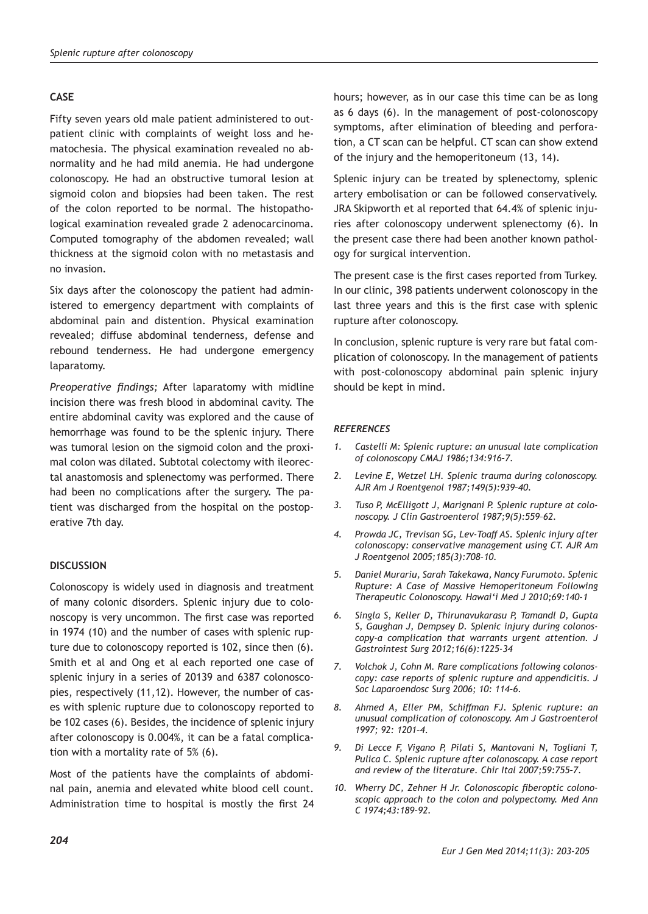## CASE

Fifty seven years old male patient administered to outpatient clinic with complaints of weight loss and hematochesia. The physical examination revealed no abnormality and he had mild anemia. He had undergone colonoscopy. He had an obstructive tumoral lesion at sigmoid colon and biopsies had been taken. The rest of the colon reported to be normal. The histopathological examination revealed grade 2 adenocarcinoma. Computed tomography of the abdomen revealed; wall thickness at the sigmoid colon with no metastasis and no invasion.

Six days after the colonoscopy the patient had administered to emergency department with complaints of abdominal pain and distention. Physical examination revealed; diffuse abdominal tenderness, defense and rebound tenderness. He had undergone emergency laparatomy.

*Preoperative findings;* After laparatomy with midline incision there was fresh blood in abdominal cavity. The entire abdominal cavity was explored and the cause of hemorrhage was found to be the splenic injury. There was tumoral lesion on the sigmoid colon and the proximal colon was dilated. Subtotal colectomy with ileorectal anastomosis and splenectomy was performed. There had been no complications after the surgery. The patient was discharged from the hospital on the postoperative 7th day.

## DISCUSSION

Colonoscopy is widely used in diagnosis and treatment of many colonic disorders. Splenic injury due to colonoscopy is very uncommon. The first case was reported in 1974 (10) and the number of cases with splenic rupture due to colonoscopy reported is 102, since then (6). Smith et al and Ong et al each reported one case of splenic injury in a series of 20139 and 6387 colonoscopies, respectively (11,12). However, the number of cases with splenic rupture due to colonoscopy reported to be 102 cases (6). Besides, the incidence of splenic injury after colonoscopy is 0.004%, it can be a fatal complication with a mortality rate of 5% (6).

Most of the patients have the complaints of abdominal pain, anemia and elevated white blood cell count. Administration time to hospital is mostly the first 24 hours; however, as in our case this time can be as long as 6 days (6). In the management of post-colonoscopy symptoms, after elimination of bleeding and perforation, a CT scan can be helpful. CT scan can show extend of the injury and the hemoperitoneum (13, 14).

Splenic injury can be treated by splenectomy, splenic artery embolisation or can be followed conservatively. JRA Skipworth et al reported that 64.4% of splenic injuries after colonoscopy underwent splenectomy (6). In the present case there had been another known pathology for surgical intervention.

The present case is the first cases reported from Turkey. In our clinic, 398 patients underwent colonoscopy in the last three years and this is the first case with splenic rupture after colonoscopy.

In conclusion, splenic rupture is very rare but fatal complication of colonoscopy. In the management of patients with post-colonoscopy abdominal pain splenic injury should be kept in mind.

### *REFERENCES*

1. *Castelli M: Splenic rupture: an unusual late complication of colonoscopy CMAJ 1986;134:916-7.*
2. *Levine E, Wetzel LH. Splenic trauma during colonoscopy. AJR Am J Roentgenol 1987;149(5):939-40.*
3. *Tuso P, McElligott J, Marignani P. Splenic rupture at colonoscopy. J Clin Gastroenterol 1987;9(5):559-62.*
4. *Prowda JC, Trevisan SG, Lev-Toaff AS. Splenic injury after colonoscopy: conservative management using CT. AJR Am J Roentgenol 2005;185(3):708-10.*
5. *Daniel Murariu, Sarah Takekawa, Nancy Furumoto. Splenic Rupture: A Case of Massive Hemoperitoneum Following Therapeutic Colonoscopy. Hawai'i Med J 2010;69:140-1*
6. *Singla S, Keller D, Thirunavukarasu P, Tamandl D, Gupta S, Gaughan J, Dempsey D. Splenic injury during colonoscopy-a complication that warrants urgent attention. J Gastrointest Surg 2012;16(6):1225-34*
7. *Volchok J, Cohn M. Rare complications following colonoscopy: case reports of splenic rupture and appendicitis. J Soc Laparoendosc Surg 2006; 10: 114-6.*
8. *Ahmed A, Eller PM, Schiffman FJ. Splenic rupture: an unusual complication of colonoscopy. Am J Gastroenterol 1997; 92: 1201-4.*
9. *Di Lecce F, Vigano P, Pilati S, Mantovani N, Togliani T, Pulica C. Splenic rupture after colonoscopy. A case report and review of the literature. Chir Ital 2007;59:755-7.*
10. *Wherry DC, Zehner H Jr. Colonoscopic fiberoptic colonoscopic approach to the colon and polypectomy. Med Ann C 1974;43:189-92.*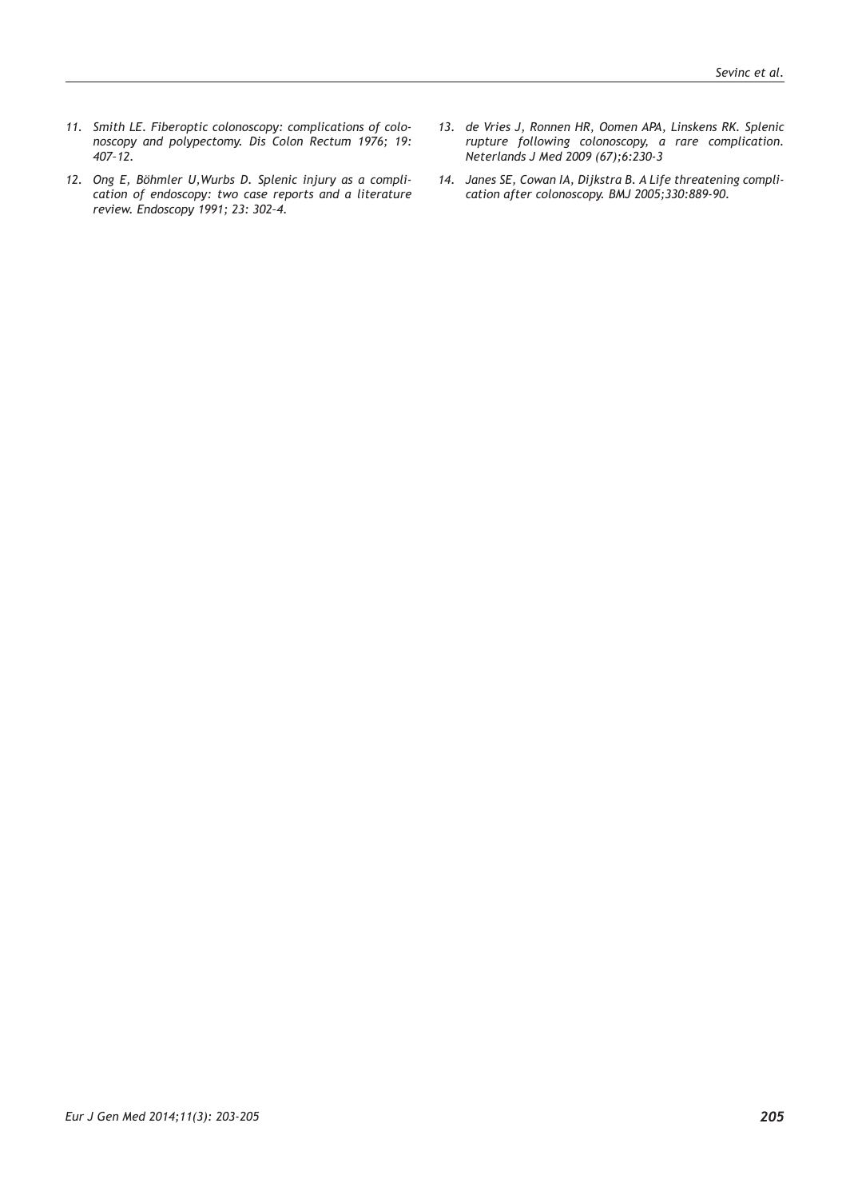11. *Smith LE. Fiberoptic colonoscopy: complications of colonoscopy and polypectomy. Dis Colon Rectum 1976; 19: 407–12.*

12. *Ong E, Böhmler U,Wurbs D. Splenic injury as a complication of endoscopy: two case reports and a literature review. Endoscopy 1991; 23: 302–4.*

13. *de Vries J, Ronnen HR, Oomen APA, Linskens RK. Splenic rupture following colonoscopy, a rare complication. Neterlands J Med 2009 (67);6:230-3*

14. *Janes SE, Cowan IA, Dijkstra B. A Life threatening complication after colonoscopy. BMJ 2005;330:889-90.*